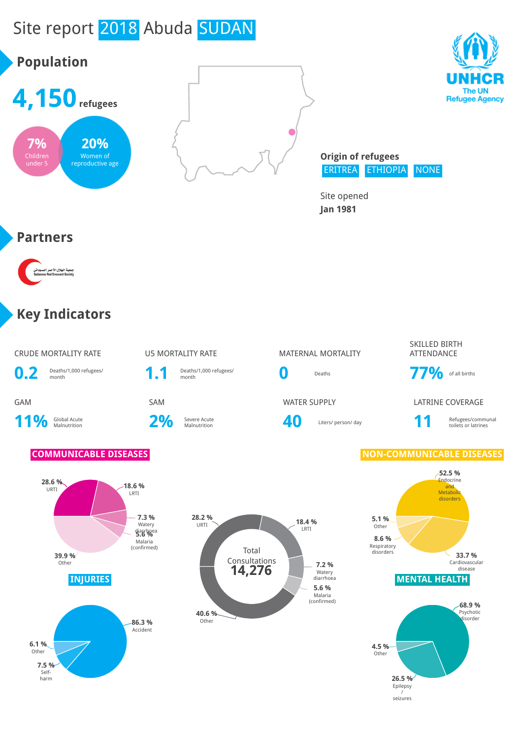# Site report 2018 Abuda SUDAN

UNHCR
The UN Refugee Agency

## Population

**4,150** refugees

**7%** Children under 5

**20%** Women of reproductive age

**Origin of refugees**

ERITREA ETHIOPIA NONE

Site opened
**Jan 1981**

## Partners

جمعية الهلال الأحمر السوداني
Sudanese Red Crescent Society

## Key Indicators

| Indicator | Value | Unit |
|---|---|---|
| CRUDE MORTALITY RATE | 0.2 | Deaths/1,000 refugees/month |
| U5 MORTALITY RATE | 1.1 | Deaths/1,000 refugees/month |
| MATERNAL MORTALITY | 0 | Deaths |
| SKILLED BIRTH ATTENDANCE | 77% | of all births |
| GAM | 11% | Global Acute Malnutrition |
| SAM | 2% | Severe Acute Malnutrition |
| WATER SUPPLY | 40 | Liters/ person/ day |
| LATRINE COVERAGE | 11 | Refugees/communal toilets or latrines |

### COMMUNICABLE DISEASES

- 28.6 % URTI
- 18.6 % LRTI
- 7.3 % Watery diarrhoea
- 5.6 % Malaria (confirmed)
- 39.9 % Other

### Total Consultations 14,276

- 28.2 % URTI
- 18.4 % LRTI
- 7.2 % Watery diarrhoea
- 5.6 % Malaria (confirmed)
- 40.6 % Other

### NON-COMMUNICABLE DISEASES

- 52.5 % Endocrine and Metabolic disorders
- 33.7 % Cardiovascular disease
- 8.6 % Respiratory disorders
- 5.1 % Other

### INJURIES

- 86.3 % Accident
- 7.5 % Self-harm
- 6.1 % Other

### MENTAL HEALTH

- 68.9 % Psychotic disorder
- 26.5 % Epilepsy / seizures
- 4.5 % Other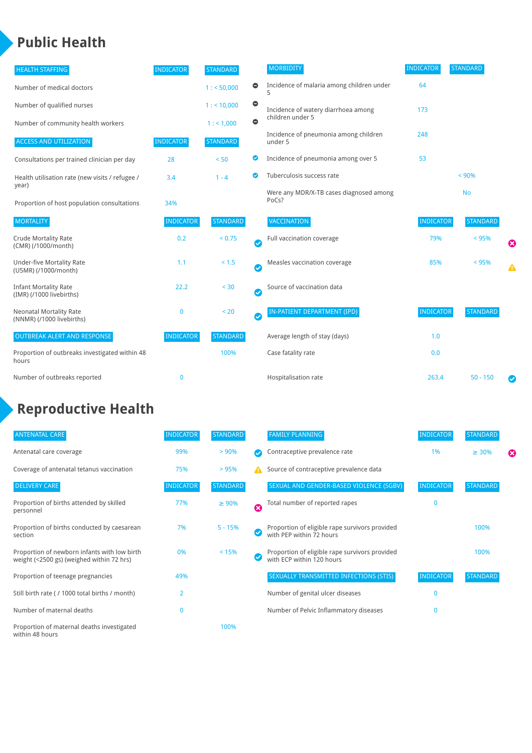# Public Health

| HEALTH STAFFING | INDICATOR | STANDARD | |
|---|---|---|---|
| Number of medical doctors | | 1 : < 50,000 | ⊖ |
| Number of qualified nurses | | 1 : < 10,000 | ⊖ |
| Number of community health workers | | 1 : < 1,000 | ⊖ |

| ACCESS AND UTILIZATION | INDICATOR | STANDARD | |
|---|---|---|---|
| Consultations per trained clinician per day | 28 | < 50 | ✔ |
| Health utilisation rate (new visits / refugee / year) | 3.4 | 1 - 4 | ✔ |
| Proportion of host population consultations | 34% | | |

| MORTALITY | INDICATOR | STANDARD | |
|---|---|---|---|
| Crude Mortality Rate (CMR) (/1000/month) | 0.2 | < 0.75 | ✔ |
| Under-five Mortality Rate (U5MR) (/1000/month) | 1.1 | < 1.5 | ✔ |
| Infant Mortality Rate (IMR) (/1000 livebirths) | 22.2 | < 30 | ✔ |
| Neonatal Mortality Rate (NNMR) (/1000 livebirths) | 0 | < 20 | ✔ |

| OUTBREAK ALERT AND RESPONSE | INDICATOR | STANDARD |
|---|---|---|
| Proportion of outbreaks investigated within 48 hours | | 100% |
| Number of outbreaks reported | 0 | |

| MORBIDITY | INDICATOR | STANDARD |
|---|---|---|
| Incidence of malaria among children under 5 | 64 | |
| Incidence of watery diarrhoea among children under 5 | 173 | |
| Incidence of pneumonia among children under 5 | 248 | |
| Incidence of pneumonia among over 5 | 53 | |
| Tuberculosis success rate | | < 90% |
| Were any MDR/X-TB cases diagnosed among PoCs? | | No |

| VACCINATION | INDICATOR | STANDARD | |
|---|---|---|---|
| Full vaccination coverage | 79% | < 95% | ✖ |
| Measles vaccination coverage | 85% | < 95% | ⚠ |
| Source of vaccination data | | | |

| IN-PATIENT DEPARTMENT (IPD) | INDICATOR | STANDARD | |
|---|---|---|---|
| Average length of stay (days) | 1.0 | | |
| Case fatality rate | 0.0 | | |
| Hospitalisation rate | 263.4 | 50 - 150 | ✔ |

# Reproductive Health

| ANTENATAL CARE | INDICATOR | STANDARD | |
|---|---|---|---|
| Antenatal care coverage | 99% | > 90% | ✔ |
| Coverage of antenatal tetanus vaccination | 75% | > 95% | ⚠ |

| DELIVERY CARE | INDICATOR | STANDARD | |
|---|---|---|---|
| Proportion of births attended by skilled personnel | 77% | ≥ 90% | ✖ |
| Proportion of births conducted by caesarean section | 7% | 5 - 15% | ✔ |
| Proportion of newborn infants with low birth weight (<2500 gs) (weighed within 72 hrs) | 0% | < 15% | ✔ |
| Proportion of teenage pregnancies | 49% | | |
| Still birth rate ( / 1000 total births / month) | 2 | | |
| Number of maternal deaths | 0 | | |
| Proportion of maternal deaths investigated within 48 hours | | 100% | |

| FAMILY PLANNING | INDICATOR | STANDARD | |
|---|---|---|---|
| Contraceptive prevalence rate | 1% | ≥ 30% | ✖ |
| Source of contraceptive prevalence data | | | |

| SEXUAL AND GENDER-BASED VIOLENCE (SGBV) | INDICATOR | STANDARD |
|---|---|---|
| Total number of reported rapes | 0 | |
| Proportion of eligible rape survivors provided with PEP within 72 hours | | 100% |
| Proportion of eligible rape survivors provided with ECP within 120 hours | | 100% |

| SEXUALLY TRANSMITTED INFECTIONS (STIS) | INDICATOR | STANDARD |
|---|---|---|
| Number of genital ulcer diseases | 0 | |
| Number of Pelvic Inflammatory diseases | 0 | |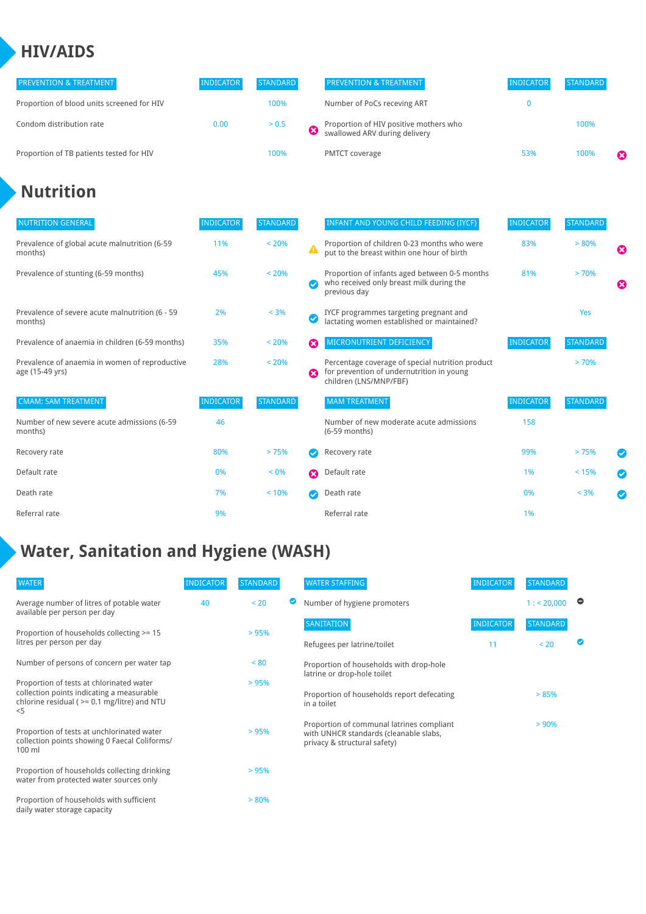# HIV/AIDS

| PREVENTION & TREATMENT | INDICATOR | STANDARD | |
|---|---|---|---|
| Proportion of blood units screened for HIV | | 100% | |
| Condom distribution rate | 0.00 | > 0.5 | ✖ |
| Proportion of TB patients tested for HIV | | 100% | |

| PREVENTION & TREATMENT | INDICATOR | STANDARD | |
|---|---|---|---|
| Number of PoCs receving ART | 0 | | |
| Proportion of HIV positive mothers who swallowed ARV during delivery | | 100% | |
| PMTCT coverage | 53% | 100% | ✖ |

# Nutrition

| NUTRITION GENERAL | INDICATOR | STANDARD | |
|---|---|---|---|
| Prevalence of global acute malnutrition (6-59 months) | 11% | < 20% | ⚠ |
| Prevalence of stunting (6-59 months) | 45% | < 20% | ✔ |
| Prevalence of severe acute malnutrition (6 - 59 months) | 2% | < 3% | ✔ |
| Prevalence of anaemia in children (6-59 months) | 35% | < 20% | ✖ |
| Prevalence of anaemia in women of reproductive age (15-49 yrs) | 28% | < 20% | ✖ |

| INFANT AND YOUNG CHILD FEEDING (IYCF) | INDICATOR | STANDARD | |
|---|---|---|---|
| Proportion of children 0-23 months who were put to the breast within one hour of birth | 83% | > 80% | ✖ |
| Proportion of infants aged between 0-5 months who received only breast milk during the previous day | 81% | > 70% | ✖ |
| IYCF programmes targeting pregnant and lactating women established or maintained? | | Yes | |

| MICRONUTRIENT DEFICIENCY | INDICATOR | STANDARD | |
|---|---|---|---|
| Percentage coverage of special nutrition product for prevention of undernutrition in young children (LNS/MNP/FBF) | | > 70% | |

| CMAM: SAM TREATMENT | INDICATOR | STANDARD | |
|---|---|---|---|
| Number of new severe acute admissions (6-59 months) | 46 | | |
| Recovery rate | 80% | > 75% | ✔ |
| Default rate | 0% | < 0% | ✖ |
| Death rate | 7% | < 10% | ✔ |
| Referral rate | 9% | | |

| MAM TREATMENT | INDICATOR | STANDARD | |
|---|---|---|---|
| Number of new moderate acute admissions (6-59 months) | 158 | | |
| Recovery rate | 99% | > 75% | ✔ |
| Default rate | 1% | < 15% | ✔ |
| Death rate | 0% | < 3% | ✔ |
| Referral rate | 1% | | |

# Water, Sanitation and Hygiene (WASH)

| WATER | INDICATOR | STANDARD | |
|---|---|---|---|
| Average number of litres of potable water available per person per day | 40 | < 20 | ✔ |
| Proportion of households collecting >= 15 litres per person per day | | > 95% | |
| Number of persons of concern per water tap | | < 80 | |
| Proportion of tests at chlorinated water collection points indicating a measurable chlorine residual ( >= 0.1 mg/litre) and NTU <5 | | > 95% | |
| Proportion of tests at unchlorinated water collection points showing 0 Faecal Coliforms/ 100 ml | | > 95% | |
| Proportion of households collecting drinking water from protected water sources only | | > 95% | |
| Proportion of households with sufficient daily water storage capacity | | > 80% | |

| WATER STAFFING | INDICATOR | STANDARD | |
|---|---|---|---|
| Number of hygiene promoters | | 1 : < 20,000 | ● |

| SANITATION | INDICATOR | STANDARD | |
|---|---|---|---|
| Refugees per latrine/toilet | 11 | < 20 | ✔ |
| Proportion of households with drop-hole latrine or drop-hole toilet | | | |
| Proportion of households report defecating in a toilet | | > 85% | |
| Proportion of communal latrines compliant with UNHCR standards (cleanable slabs, privacy & structural safety) | | > 90% | |